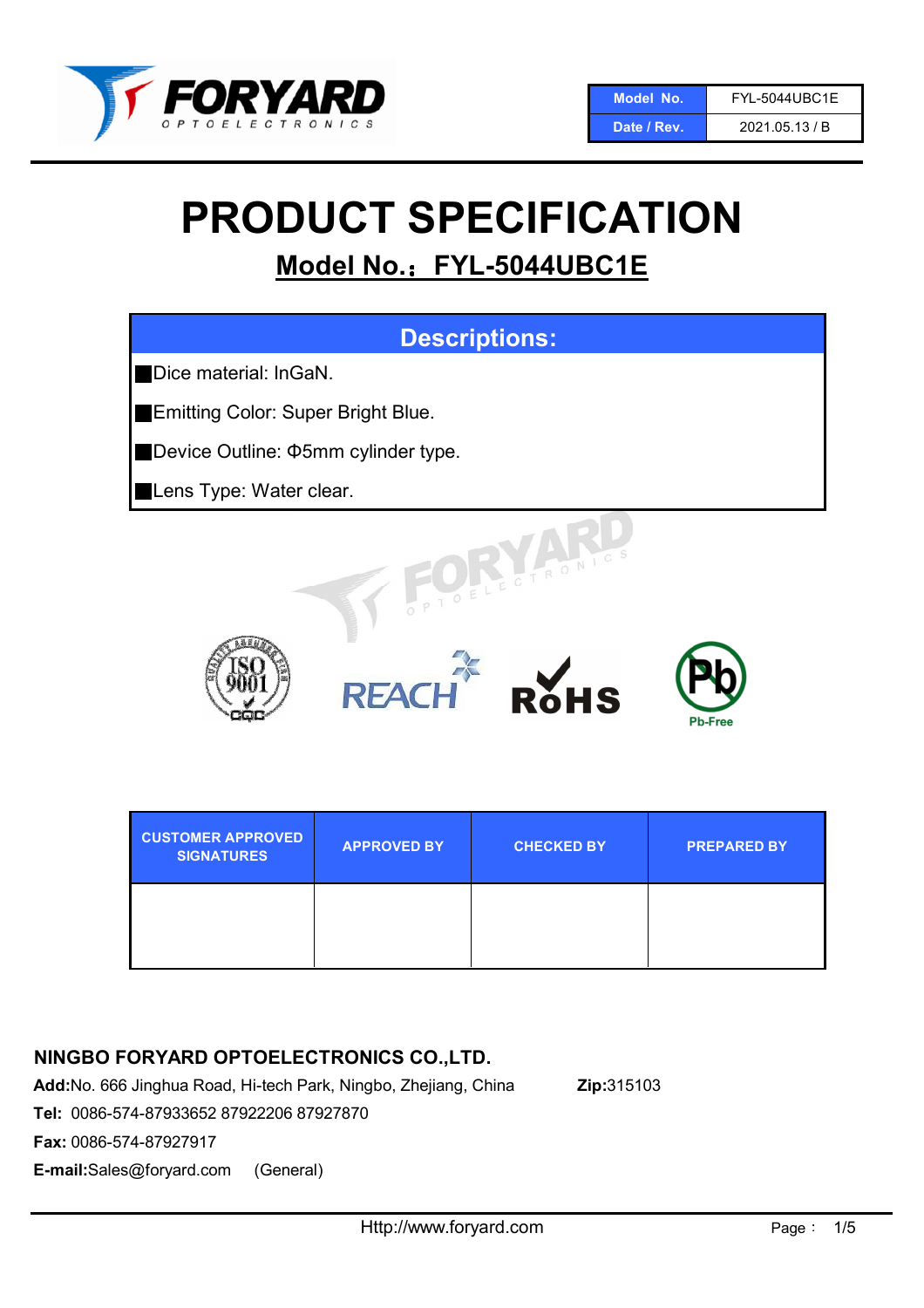| Model No. | FYL-5044UBC1E |
| --- | --- |
| Date / Rev. | 2021.05.13 / B |

# PRODUCT SPECIFICATION

## Model No.：FYL-5044UBC1E

### Descriptions:

- Dice material: InGaN.
- Emitting Color: Super Bright Blue.
- Device Outline: Φ5mm cylinder type.
- Lens Type: Water clear.

| CUSTOMER APPROVED SIGNATURES | APPROVED BY | CHECKED BY | PREPARED BY |
| --- | --- | --- | --- |
| | | | |

**NINGBO FORYARD OPTOELECTRONICS CO.,LTD.**

**Add:**No. 666 Jinghua Road, Hi-tech Park, Ningbo, Zhejiang, China **Zip:**315103

**Tel:** 0086-574-87933652 87922206 87927870

**Fax:** 0086-574-87927917

**E-mail:**Sales@foryard.com (General)

Http://www.foryard.com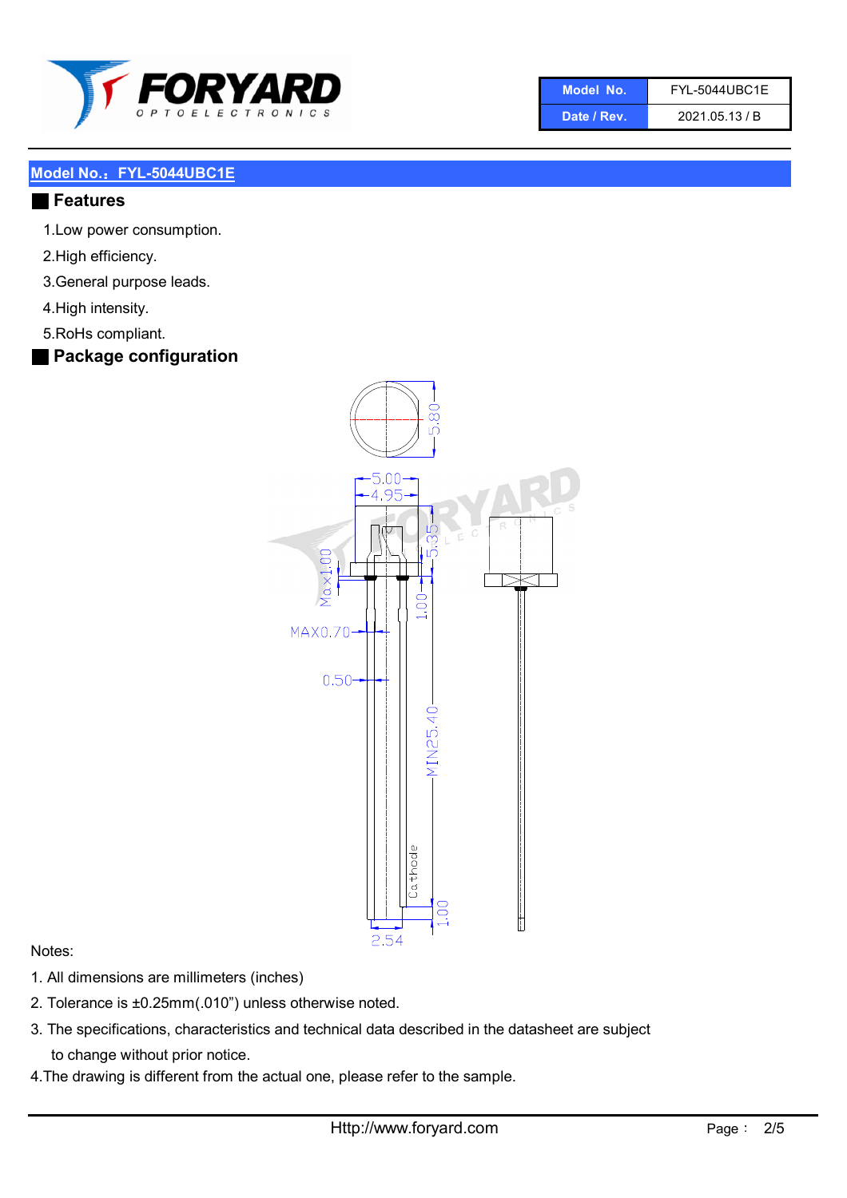| Model No. | FYL-5044UBC1E |
| --- | --- |
| Date / Rev. | 2021.05.13 / B |

**Model No.：FYL-5044UBC1E**

## Features

1.Low power consumption.

2.High efficiency.

3.General purpose leads.

4.High intensity.

5.RoHs compliant.

## Package configuration

Notes:

1. All dimensions are millimeters (inches)
2. Tolerance is ±0.25mm(.010") unless otherwise noted.
3. The specifications, characteristics and technical data described in the datasheet are subject to change without prior notice.
4. The drawing is different from the actual one, please refer to the sample.

Http://www.foryard.com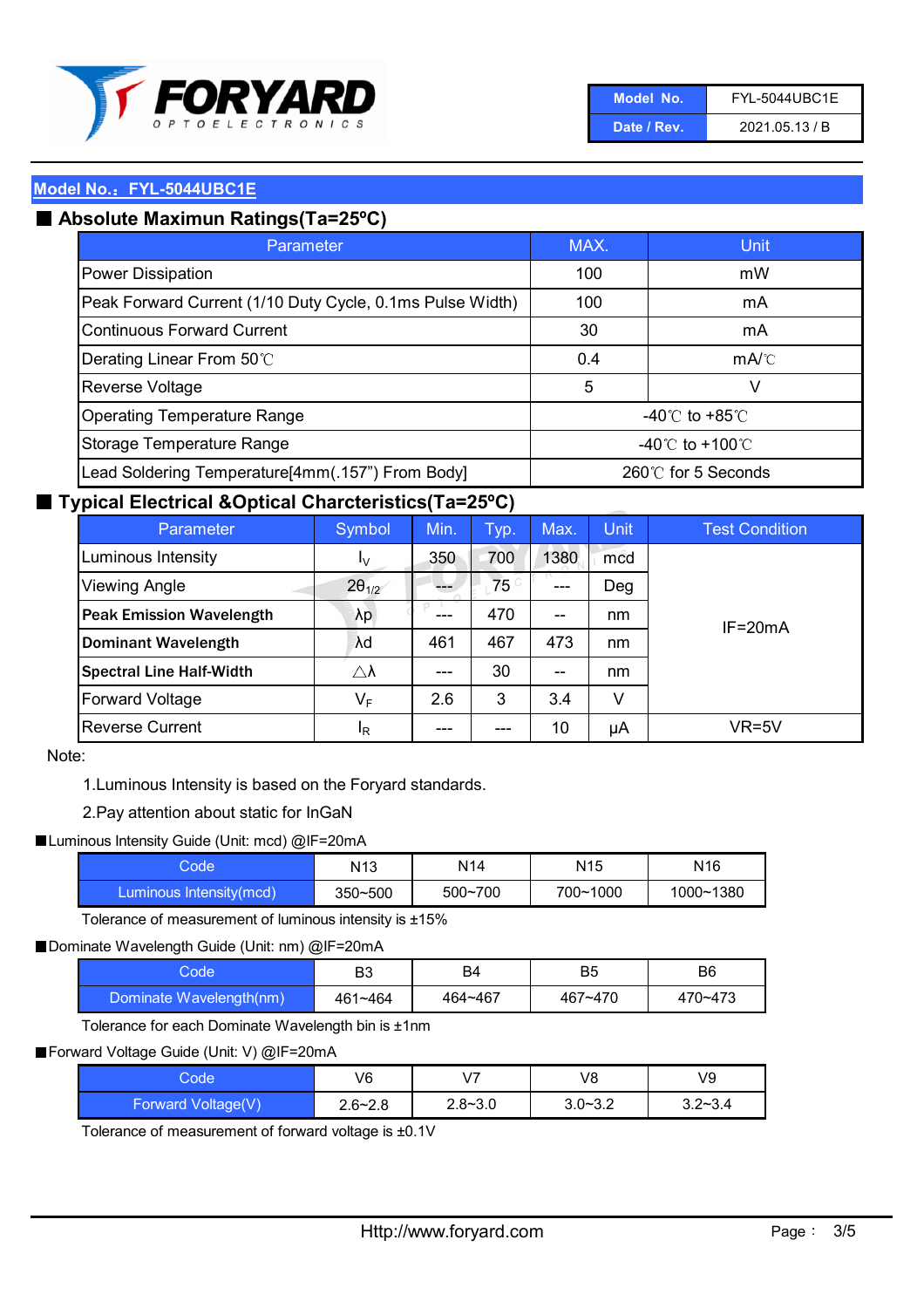## Model No.：FYL-5044UBC1E

### Absolute Maximun Ratings(Ta=25ºC)

| Parameter | MAX. | Unit |
|---|---|---|
| Power Dissipation | 100 | mW |
| Peak Forward Current (1/10 Duty Cycle, 0.1ms Pulse Width) | 100 | mA |
| Continuous Forward Current | 30 | mA |
| Derating Linear From 50℃ | 0.4 | mA/℃ |
| Reverse Voltage | 5 | V |
| Operating Temperature Range | -40℃ to +85℃ | |
| Storage Temperature Range | -40℃ to +100℃ | |
| Lead Soldering Temperature[4mm(.157") From Body] | 260℃ for 5 Seconds | |

### Typical Electrical &Optical Charcteristics(Ta=25ºC)

| Parameter | Symbol | Min. | Typ. | Max. | Unit | Test Condition |
|---|---|---|---|---|---|---|
| Luminous Intensity | $I_V$ | 350 | 700 | 1380 | mcd | IF=20mA |
| Viewing Angle | $2\theta_{1/2}$ | --- | 75 | --- | Deg | IF=20mA |
| **Peak Emission Wavelength** | λp | --- | 470 | -- | nm | IF=20mA |
| **Dominant Wavelength** | λd | 461 | 467 | 473 | nm | IF=20mA |
| **Spectral Line Half-Width** | △λ | --- | 30 | -- | nm | IF=20mA |
| Forward Voltage | $V_F$ | 2.6 | 3 | 3.4 | V | IF=20mA |
| Reverse Current | $I_R$ | --- | --- | 10 | μA | VR=5V |

Note:

1.Luminous Intensity is based on the Foryard standards.

2.Pay attention about static for InGaN

■Luminous Intensity Guide (Unit: mcd) @IF=20mA

| Code | N13 | N14 | N15 | N16 |
|---|---|---|---|---|
| Luminous Intensity(mcd) | 350~500 | 500~700 | 700~1000 | 1000~1380 |

Tolerance of measurement of luminous intensity is ±15%

■Dominate Wavelength Guide (Unit: nm) @IF=20mA

| Code | B3 | B4 | B5 | B6 |
|---|---|---|---|---|
| Dominate Wavelength(nm) | 461~464 | 464~467 | 467~470 | 470~473 |

Tolerance for each Dominate Wavelength bin is ±1nm

■Forward Voltage Guide (Unit: V) @IF=20mA

| Code | V6 | V7 | V8 | V9 |
|---|---|---|---|---|
| Forward Voltage(V) | 2.6~2.8 | 2.8~3.0 | 3.0~3.2 | 3.2~3.4 |

Tolerance of measurement of forward voltage is ±0.1V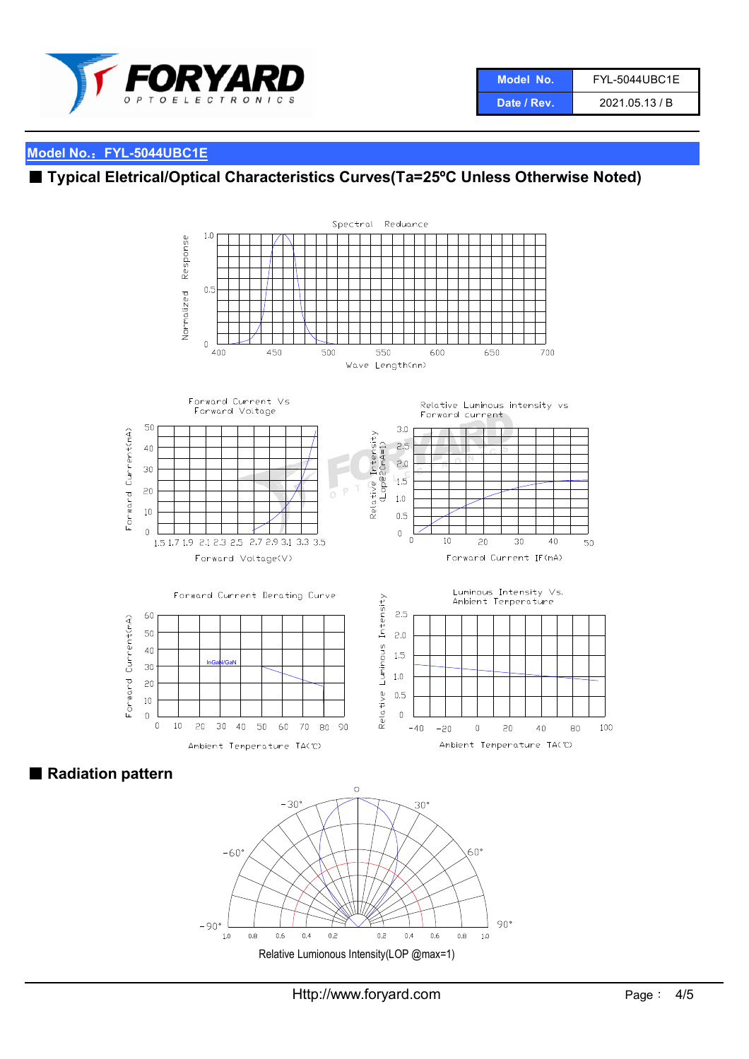| Model No. | FYL-5044UBC1E |
| --- | --- |
| Date / Rev. | 2021.05.13 / B |

**Model No.：FYL-5044UBC1E**

## ■ Typical Eletrical/Optical Characteristics Curves(Ta=25ºC Unless Otherwise Noted)

Spectral Reduance

Normalized Response

Wave Length(nm)

Forward Current Vs Forward Voltage

Forward Current(mA)

Forward Voltage(V)

Relative Luminous intensity vs Forward current

Relative Intensity (Lop@20mA=1)

Forward Current IF(mA)

Forward Current Derating Curve

Forward Current(mA)

InGaN/GaN

Ambient Temperature TA(℃)

Luminous Intensity Vs. Ambient Temperature

Relative Luminous Intensity

Ambient Temperature TA(℃)

## ■ Radiation pattern

Relative Lumionous Intensity(LOP @max=1)

Http://www.foryard.com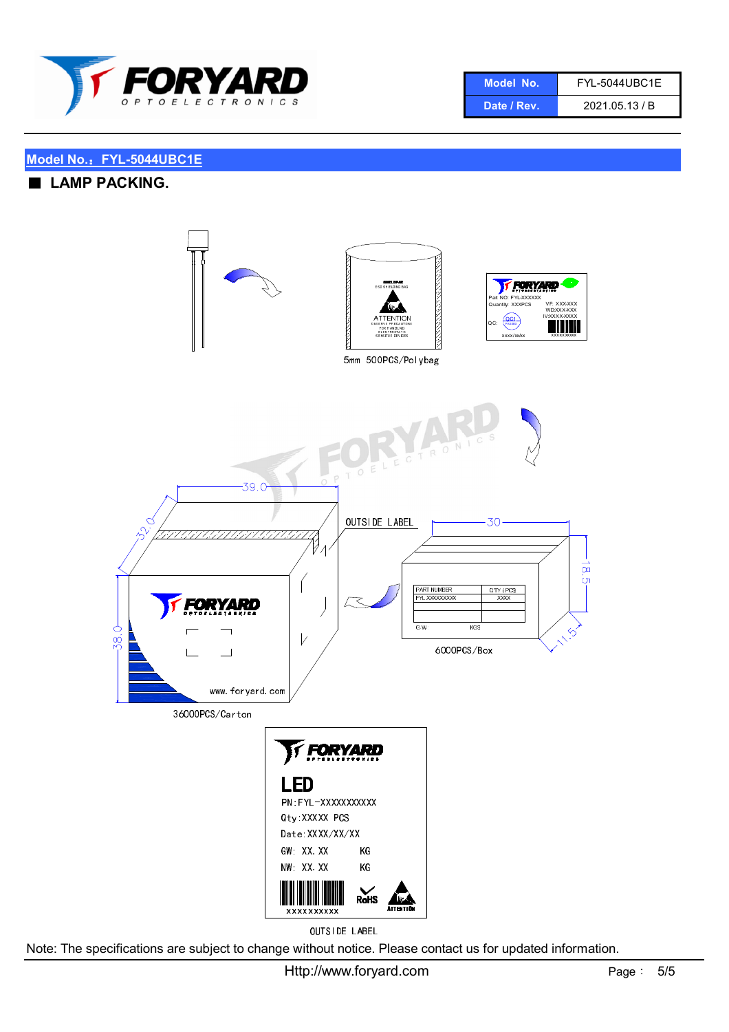| Model No. | FYL-5044UBC1E |
|---|---|
| Date / Rev. | 2021.05.13 / B |

## Model No.：FYL-5044UBC1E

### LAMP PACKING.

5mm 500PCS/Polybag

OUTSIDE LABEL

30

18.5

11.5

| PART NUMBER | Q'TY (PCS) |
|---|---|
| FYL-XXXXXXXXX | XXXX |
| | |
| | |

G.W: KGS

6000PCS/Box

39.0

32.0

38.0

www.foryard.com

36000PCS/Carton

LED

PN:FYL-XXXXXXXXXXX

Qty:XXXXX PCS

Date:XXXX/XX/XX

GW: XX.XX KG

NW: XX.XX KG

XXXXXXXXXX

OUTSIDE LABEL

Note: The specifications are subject to change without notice. Please contact us for updated information.

Http://www.foryard.com